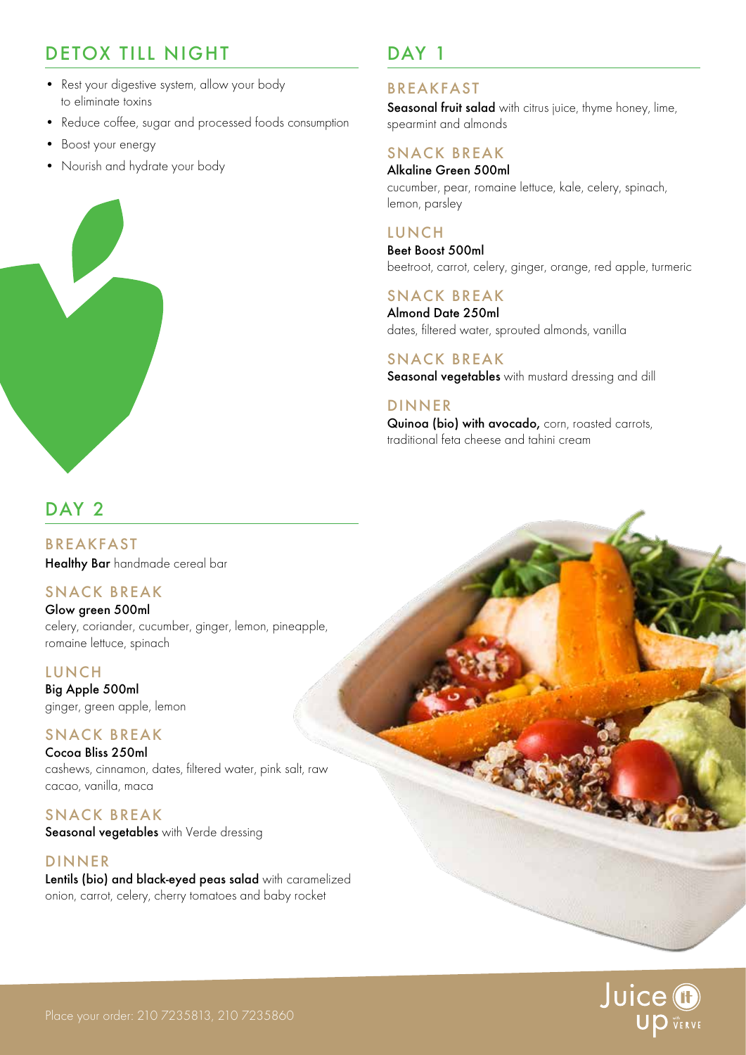## DETOX TILL NIGHT

- Rest your digestive system, allow your body to eliminate toxins
- Reduce coffee, sugar and processed foods consumption
- Boost your energy
- Nourish and hydrate your body

## DAY 1

### BREAKFAST

**Seasonal fruit salad** with citrus juice, thyme honey, lime, spearmint and almonds

### SNACK BREAK

**Alkaline Green 500ml**
cucumber, pear, romaine lettuce, kale, celery, spinach, lemon, parsley

### LUNCH

**Beet Boost 500ml**
beetroot, carrot, celery, ginger, orange, red apple, turmeric

### SNACK BREAK

**Almond Date 250ml**
dates, filtered water, sprouted almonds, vanilla

### SNACK BREAK

**Seasonal vegetables** with mustard dressing and dill

### DINNER

**Quinoa (bio) with avocado,** corn, roasted carrots, traditional feta cheese and tahini cream

## DAY 2

### BREAKFAST

**Healthy Bar** handmade cereal bar

### SNACK BREAK

**Glow green 500ml**
celery, coriander, cucumber, ginger, lemon, pineapple, romaine lettuce, spinach

### LUNCH

**Big Apple 500ml**
ginger, green apple, lemon

### SNACK BREAK

**Cocoa Bliss 250ml**
cashews, cinnamon, dates, filtered water, pink salt, raw cacao, vanilla, maca

### SNACK BREAK

**Seasonal vegetables** with Verde dressing

### DINNER

**Lentils (bio) and black-eyed peas salad** with caramelized onion, carrot, celery, cherry tomatoes and baby rocket

Place your order: 210 7235813, 210 7235860

Juice up with VERVE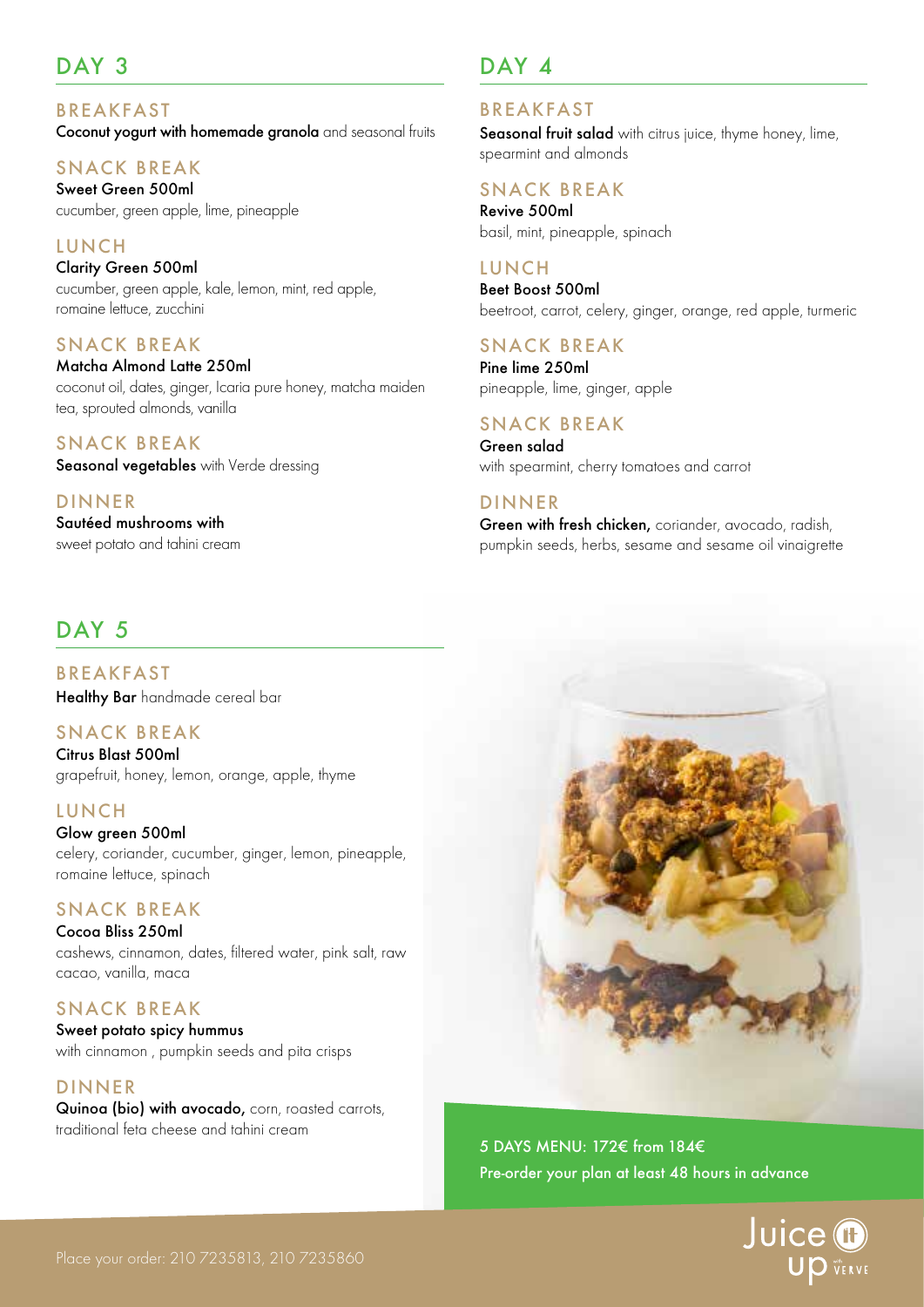## DAY 3

### BREAKFAST
**Coconut yogurt with homemade granola** and seasonal fruits

### SNACK BREAK
**Sweet Green 500ml**
cucumber, green apple, lime, pineapple

### LUNCH
**Clarity Green 500ml**
cucumber, green apple, kale, lemon, mint, red apple, romaine lettuce, zucchini

### SNACK BREAK
**Matcha Almond Latte 250ml**
coconut oil, dates, ginger, Icaria pure honey, matcha maiden tea, sprouted almonds, vanilla

### SNACK BREAK
**Seasonal vegetables** with Verde dressing

### DINNER
**Sautéed mushrooms with**
sweet potato and tahini cream

## DAY 4

### BREAKFAST
**Seasonal fruit salad** with citrus juice, thyme honey, lime, spearmint and almonds

### SNACK BREAK
**Revive 500ml**
basil, mint, pineapple, spinach

### LUNCH
**Beet Boost 500ml**
beetroot, carrot, celery, ginger, orange, red apple, turmeric

### SNACK BREAK
**Pine lime 250ml**
pineapple, lime, ginger, apple

### SNACK BREAK
**Green salad**
with spearmint, cherry tomatoes and carrot

### DINNER
**Green with fresh chicken,** coriander, avocado, radish, pumpkin seeds, herbs, sesame and sesame oil vinaigrette

## DAY 5

### BREAKFAST
**Healthy Bar** handmade cereal bar

### SNACK BREAK
**Citrus Blast 500ml**
grapefruit, honey, lemon, orange, apple, thyme

### LUNCH
**Glow green 500ml**
celery, coriander, cucumber, ginger, lemon, pineapple, romaine lettuce, spinach

### SNACK BREAK
**Cocoa Bliss 250ml**
cashews, cinnamon, dates, filtered water, pink salt, raw cacao, vanilla, maca

### SNACK BREAK
**Sweet potato spicy hummus**
with cinnamon , pumpkin seeds and pita crisps

### DINNER
**Quinoa (bio) with avocado,** corn, roasted carrots, traditional feta cheese and tahini cream

5 DAYS MENU: 172€ from 184€
Pre-order your plan at least 48 hours in advance

Place your order: 210 7235813, 210 7235860

Juice up with VERVE